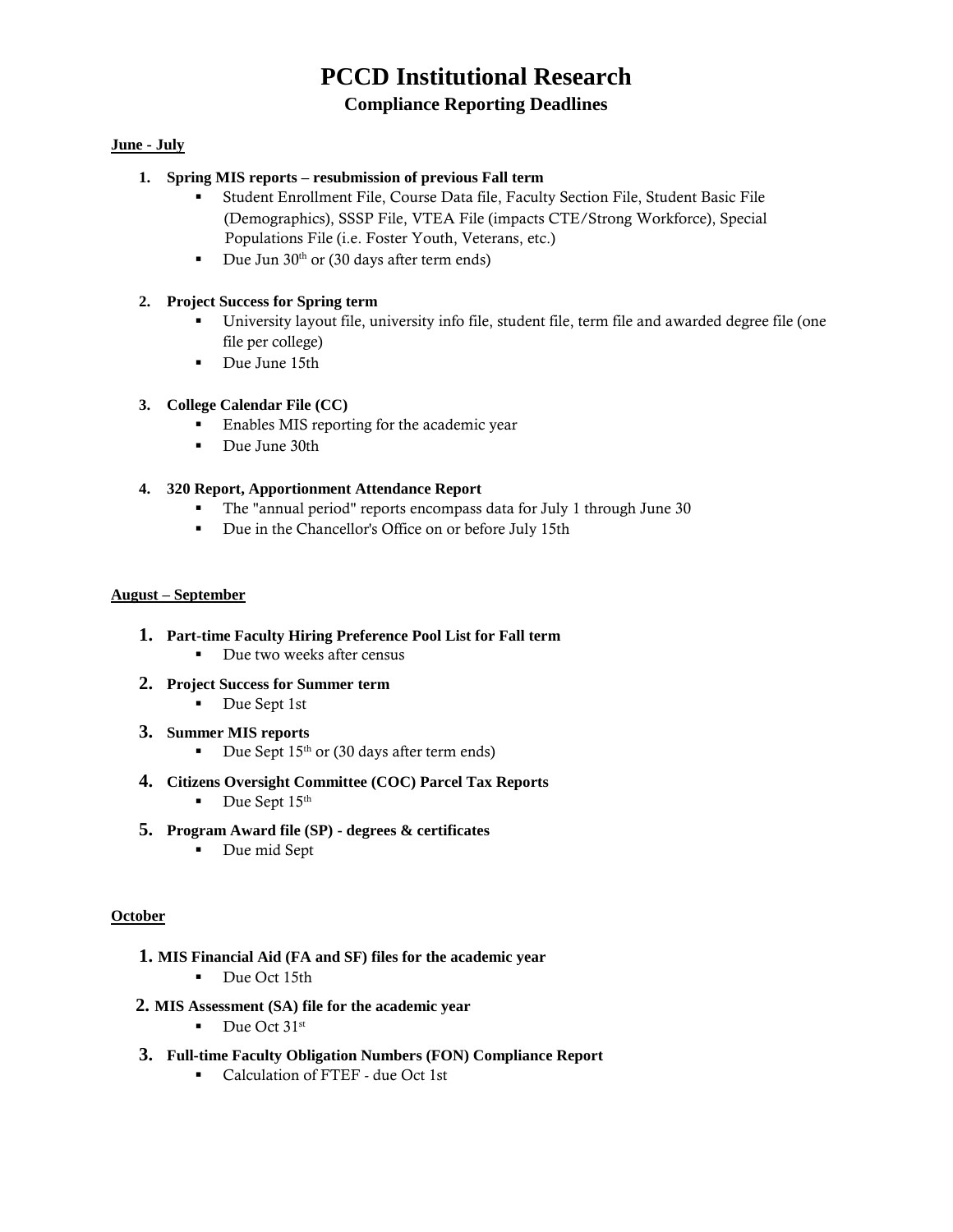# PCCD Institutional Research

## Compliance Reporting Deadlines

**June - July**

1. **Spring MIS reports – resubmission of previous Fall term**
   - Student Enrollment File, Course Data file, Faculty Section File, Student Basic File (Demographics), SSSP File, VTEA File (impacts CTE/Strong Workforce), Special Populations File (i.e. Foster Youth, Veterans, etc.)
   - Due Jun 30th or (30 days after term ends)

2. **Project Success for Spring term**
   - University layout file, university info file, student file, term file and awarded degree file (one file per college)
   - Due June 15th

3. **College Calendar File (CC)**
   - Enables MIS reporting for the academic year
   - Due June 30th

4. **320 Report, Apportionment Attendance Report**
   - The "annual period" reports encompass data for July 1 through June 30
   - Due in the Chancellor's Office on or before July 15th

**August – September**

1. **Part-time Faculty Hiring Preference Pool List for Fall term**
   - Due two weeks after census

2. **Project Success for Summer term**
   - Due Sept 1st

3. **Summer MIS reports**
   - Due Sept 15th or (30 days after term ends)

4. **Citizens Oversight Committee (COC) Parcel Tax Reports**
   - Due Sept 15th

5. **Program Award file (SP) - degrees & certificates**
   - Due mid Sept

**October**

1. **MIS Financial Aid (FA and SF) files for the academic year**
   - Due Oct 15th

2. **MIS Assessment (SA) file for the academic year**
   - Due Oct 31st

3. **Full-time Faculty Obligation Numbers (FON) Compliance Report**
   - Calculation of FTEF - due Oct 1st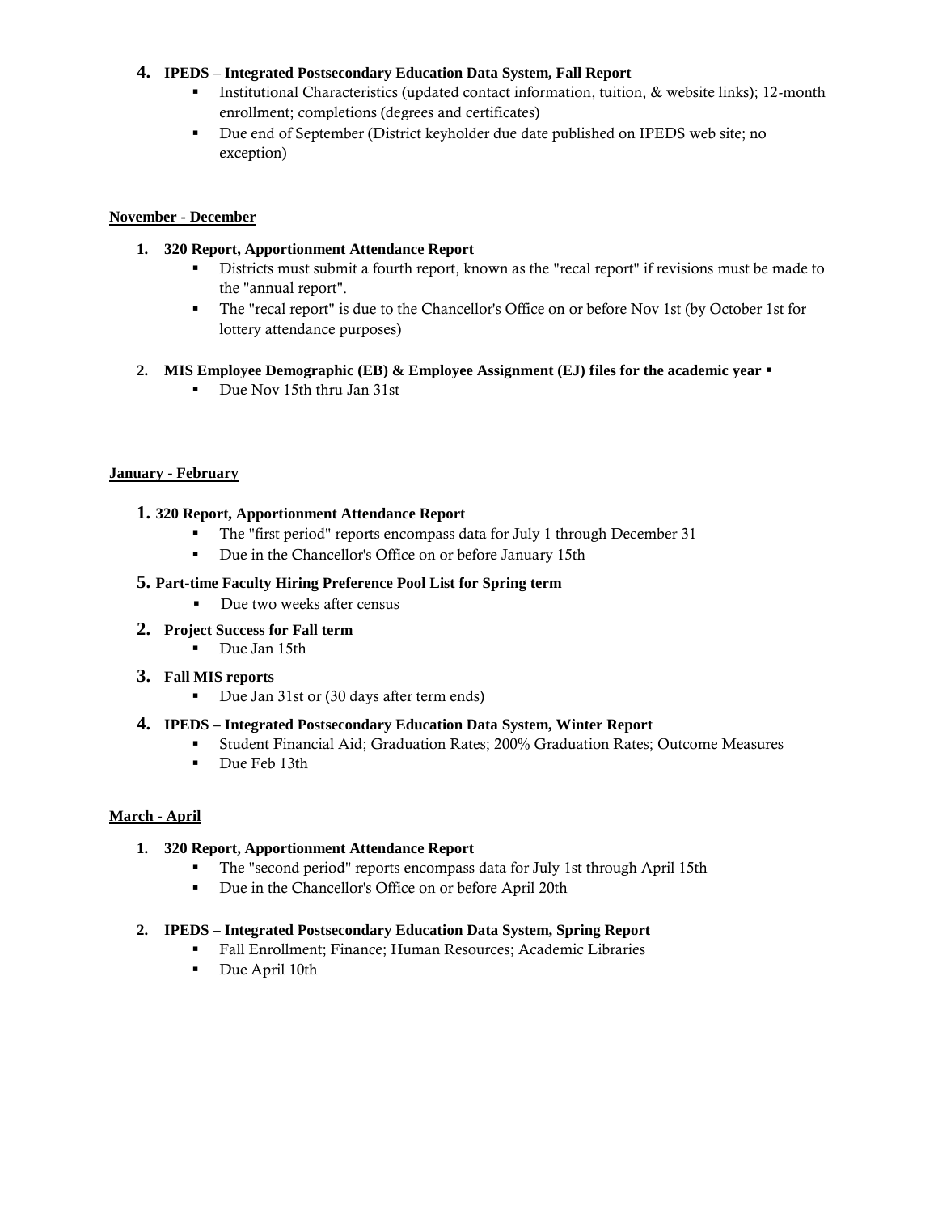**4. IPEDS – Integrated Postsecondary Education Data System, Fall Report**

- Institutional Characteristics (updated contact information, tuition, & website links); 12-month enrollment; completions (degrees and certificates)
- Due end of September (District keyholder due date published on IPEDS web site; no exception)

**November - December**

**1. 320 Report, Apportionment Attendance Report**

- Districts must submit a fourth report, known as the "recal report" if revisions must be made to the "annual report".
- The "recal report" is due to the Chancellor's Office on or before Nov 1st (by October 1st for lottery attendance purposes)

**2. MIS Employee Demographic (EB) & Employee Assignment (EJ) files for the academic year** ▪

- Due Nov 15th thru Jan 31st

**January - February**

**1. 320 Report, Apportionment Attendance Report**

- The "first period" reports encompass data for July 1 through December 31
- Due in the Chancellor's Office on or before January 15th

**5. Part-time Faculty Hiring Preference Pool List for Spring term**

- Due two weeks after census

**2. Project Success for Fall term**

- Due Jan 15th

**3. Fall MIS reports**

- Due Jan 31st or (30 days after term ends)

**4. IPEDS – Integrated Postsecondary Education Data System, Winter Report**

- Student Financial Aid; Graduation Rates; 200% Graduation Rates; Outcome Measures
- Due Feb 13th

**March - April**

**1. 320 Report, Apportionment Attendance Report**

- The "second period" reports encompass data for July 1st through April 15th
- Due in the Chancellor's Office on or before April 20th

**2. IPEDS – Integrated Postsecondary Education Data System, Spring Report**

- Fall Enrollment; Finance; Human Resources; Academic Libraries
- Due April 10th